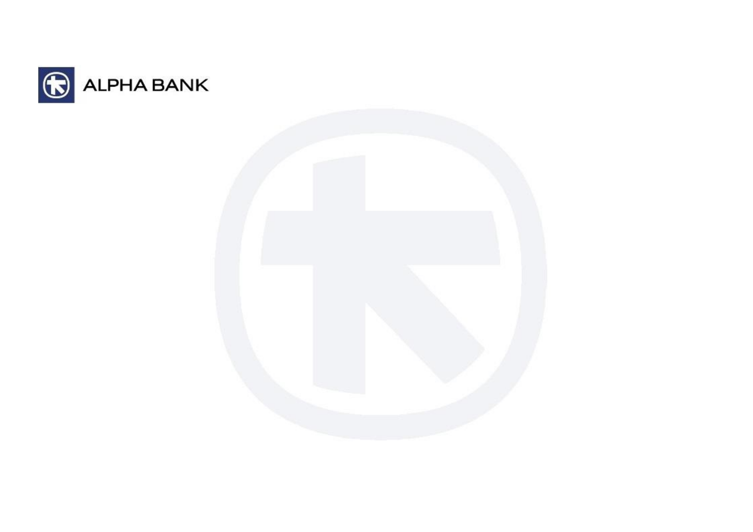ALPHA BANK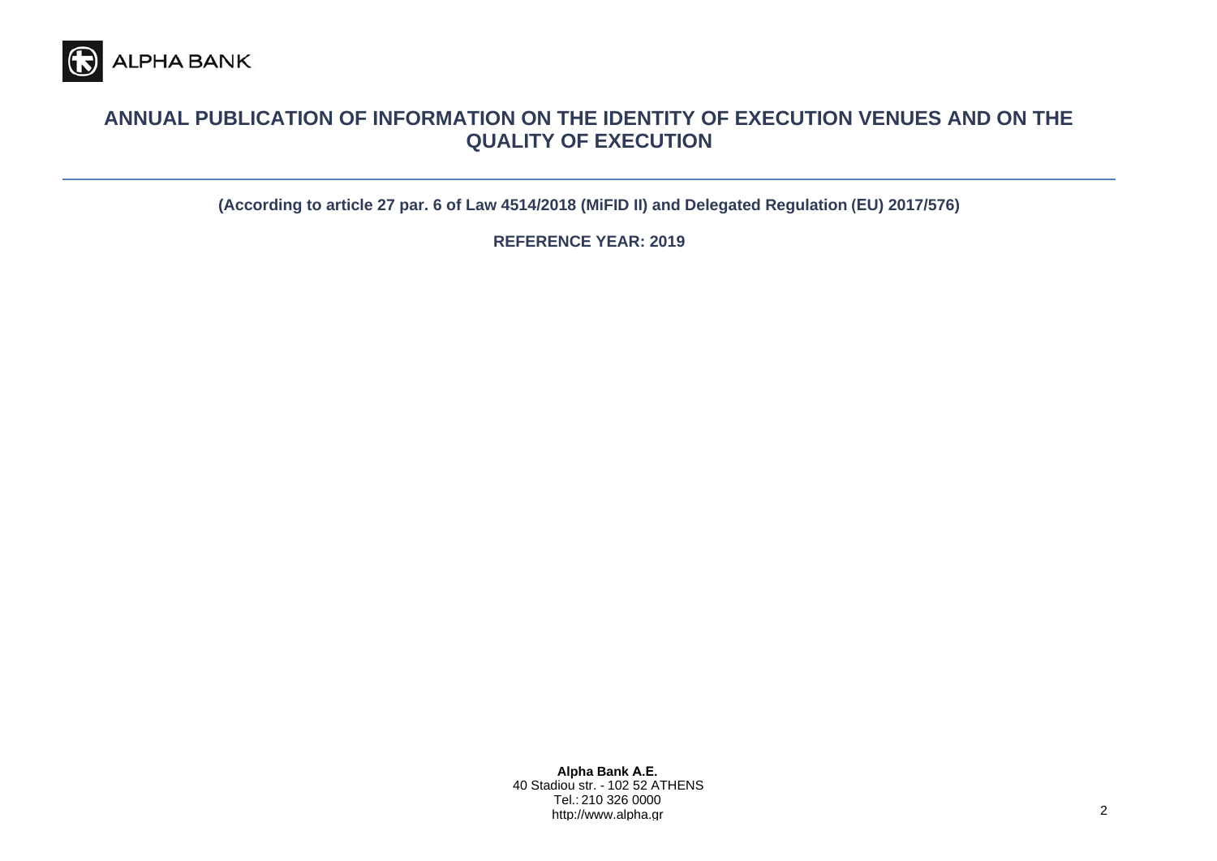ALPHA BANK

# ANNUAL PUBLICATION OF INFORMATION ON THE IDENTITY OF EXECUTION VENUES AND ON THE QUALITY OF EXECUTION

**(According to article 27 par. 6 of Law 4514/2018 (MiFID II) and Delegated Regulation (EU) 2017/576)**

**REFERENCE YEAR: 2019**

**Alpha Bank A.E.**
40 Stadiou str. - 102 52 ATHENS
Tel.: 210 326 0000
http://www.alpha.gr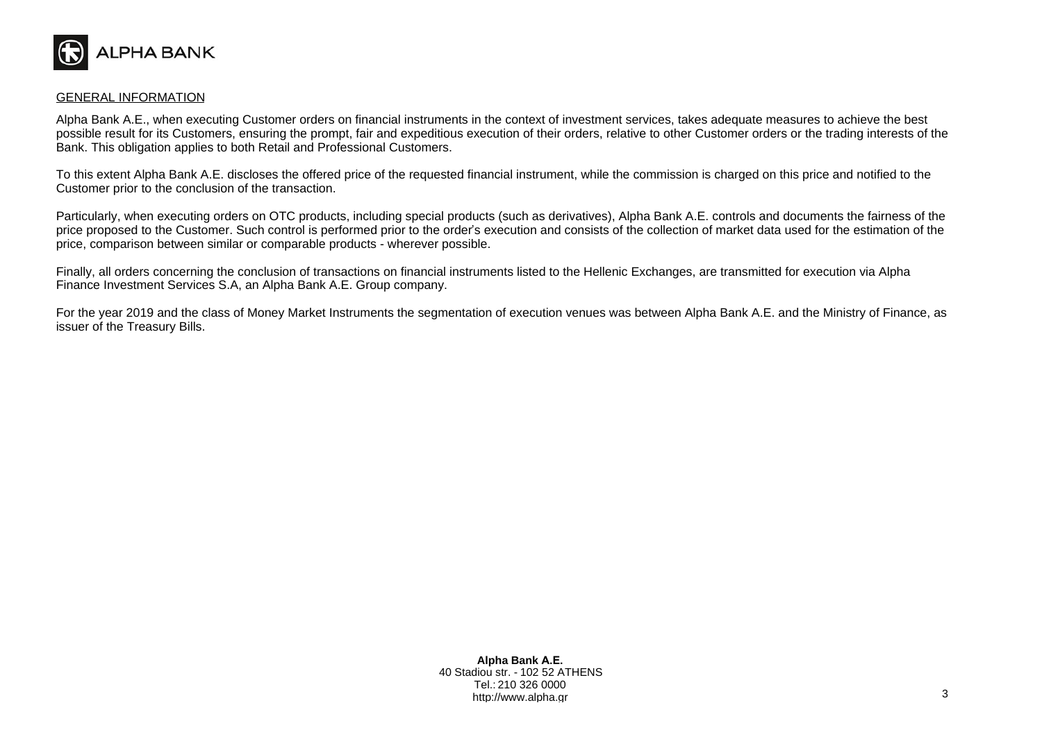## GENERAL INFORMATION

Alpha Bank A.E., when executing Customer orders on financial instruments in the context of investment services, takes adequate measures to achieve the best possible result for its Customers, ensuring the prompt, fair and expeditious execution of their orders, relative to other Customer orders or the trading interests of the Bank. This obligation applies to both Retail and Professional Customers.

To this extent Alpha Bank A.E. discloses the offered price of the requested financial instrument, while the commission is charged on this price and notified to the Customer prior to the conclusion of the transaction.

Particularly, when executing orders on OTC products, including special products (such as derivatives), Alpha Bank A.E. controls and documents the fairness of the price proposed to the Customer. Such control is performed prior to the order's execution and consists of the collection of market data used for the estimation of the price, comparison between similar or comparable products - wherever possible.

Finally, all orders concerning the conclusion of transactions on financial instruments listed to the Hellenic Exchanges, are transmitted for execution via Alpha Finance Investment Services S.A, an Alpha Bank A.E. Group company.

For the year 2019 and the class of Money Market Instruments the segmentation of execution venues was between Alpha Bank A.E. and the Ministry of Finance, as issuer of the Treasury Bills.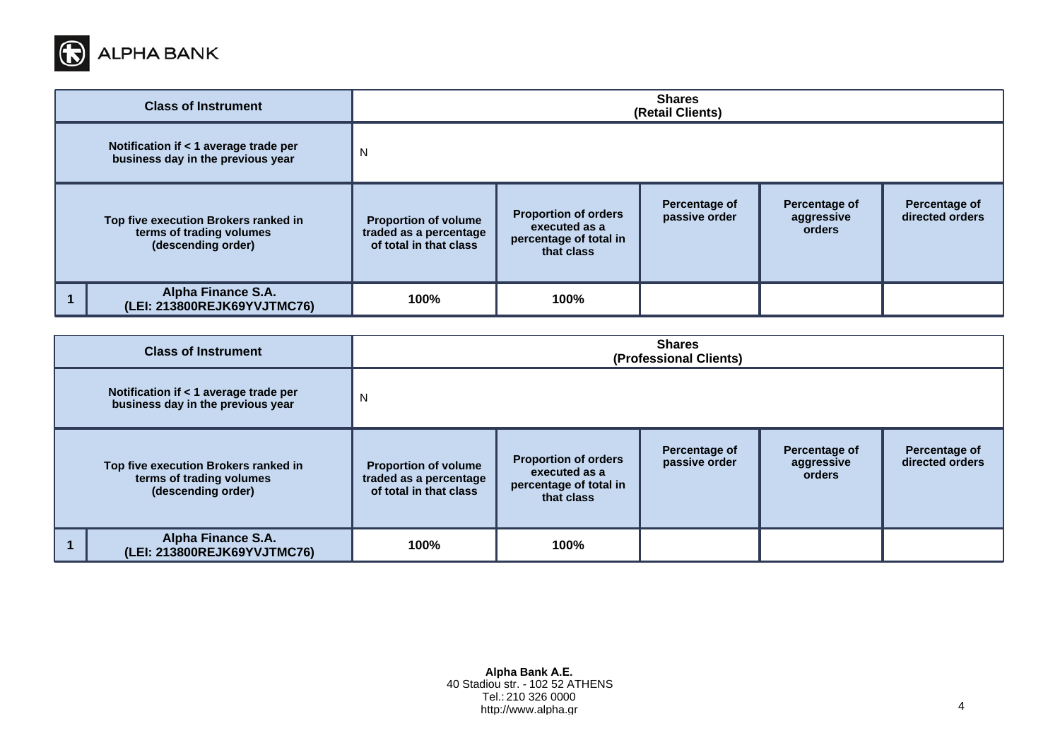| Class of Instrument | | Shares (Retail Clients) | | | | |
|---|---|---|---|---|---|---|
| Notification if < 1 average trade per business day in the previous year | | N | | | | |
| Top five execution Brokers ranked in terms of trading volumes (descending order) | | Proportion of volume traded as a percentage of total in that class | Proportion of orders executed as a percentage of total in that class | Percentage of passive order | Percentage of aggressive orders | Percentage of directed orders |
| 1 | Alpha Finance S.A. (LEI: 213800REJK69YVJTMC76) | 100% | 100% | | | |

| Class of Instrument | | Shares (Professional Clients) | | | | |
|---|---|---|---|---|---|---|
| Notification if < 1 average trade per business day in the previous year | | N | | | | |
| Top five execution Brokers ranked in terms of trading volumes (descending order) | | Proportion of volume traded as a percentage of total in that class | Proportion of orders executed as a percentage of total in that class | Percentage of passive order | Percentage of aggressive orders | Percentage of directed orders |
| 1 | Alpha Finance S.A. (LEI: 213800REJK69YVJTMC76) | 100% | 100% | | | |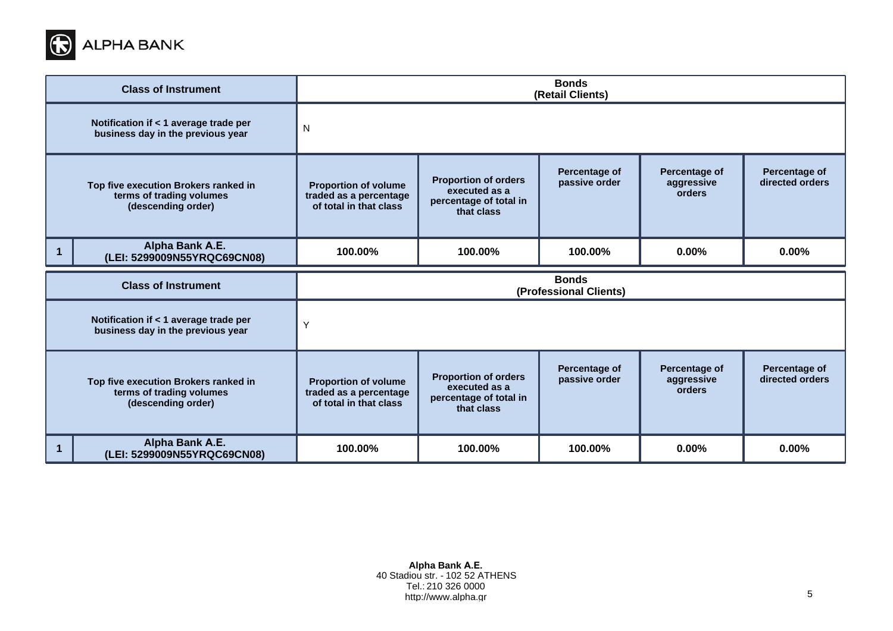| Class of Instrument | | Bonds (Retail Clients) | | | | |
|---|---|---|---|---|---|---|
| Notification if < 1 average trade per business day in the previous year | | N | | | | |
| Top five execution Brokers ranked in terms of trading volumes (descending order) | | Proportion of volume traded as a percentage of total in that class | Proportion of orders executed as a percentage of total in that class | Percentage of passive order | Percentage of aggressive orders | Percentage of directed orders |
| 1 | Alpha Bank A.E. (LEI: 5299009N55YRQC69CN08) | 100.00% | 100.00% | 100.00% | 0.00% | 0.00% |

| Class of Instrument | | Bonds (Professional Clients) | | | | |
|---|---|---|---|---|---|---|
| Notification if < 1 average trade per business day in the previous year | | Y | | | | |
| Top five execution Brokers ranked in terms of trading volumes (descending order) | | Proportion of volume traded as a percentage of total in that class | Proportion of orders executed as a percentage of total in that class | Percentage of passive order | Percentage of aggressive orders | Percentage of directed orders |
| 1 | Alpha Bank A.E. (LEI: 5299009N55YRQC69CN08) | 100.00% | 100.00% | 100.00% | 0.00% | 0.00% |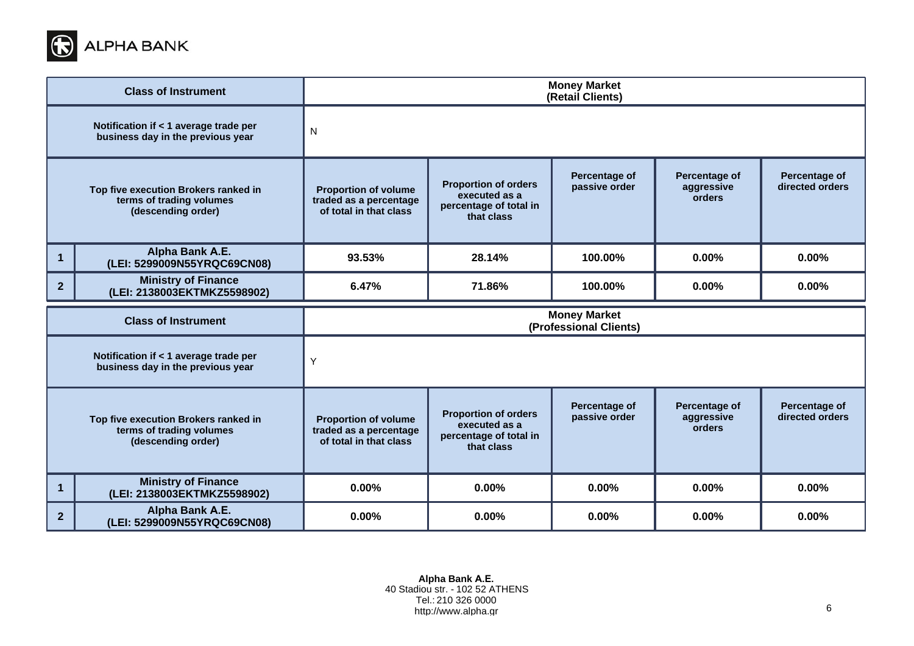| Class of Instrument | | Money Market (Retail Clients) | | | | |
|---|---|---|---|---|---|---|
| Notification if < 1 average trade per business day in the previous year | | N | | | | |
| Top five execution Brokers ranked in terms of trading volumes (descending order) | | Proportion of volume traded as a percentage of total in that class | Proportion of orders executed as a percentage of total in that class | Percentage of passive order | Percentage of aggressive orders | Percentage of directed orders |
| 1 | Alpha Bank A.E. (LEI: 5299009N55YRQC69CN08) | 93.53% | 28.14% | 100.00% | 0.00% | 0.00% |
| 2 | Ministry of Finance (LEI: 2138003EKTMKZ5598902) | 6.47% | 71.86% | 100.00% | 0.00% | 0.00% |

| Class of Instrument | | Money Market (Professional Clients) | | | | |
|---|---|---|---|---|---|---|
| Notification if < 1 average trade per business day in the previous year | | Y | | | | |
| Top five execution Brokers ranked in terms of trading volumes (descending order) | | Proportion of volume traded as a percentage of total in that class | Proportion of orders executed as a percentage of total in that class | Percentage of passive order | Percentage of aggressive orders | Percentage of directed orders |
| 1 | Ministry of Finance (LEI: 2138003EKTMKZ5598902) | 0.00% | 0.00% | 0.00% | 0.00% | 0.00% |
| 2 | Alpha Bank A.E. (LEI: 5299009N55YRQC69CN08) | 0.00% | 0.00% | 0.00% | 0.00% | 0.00% |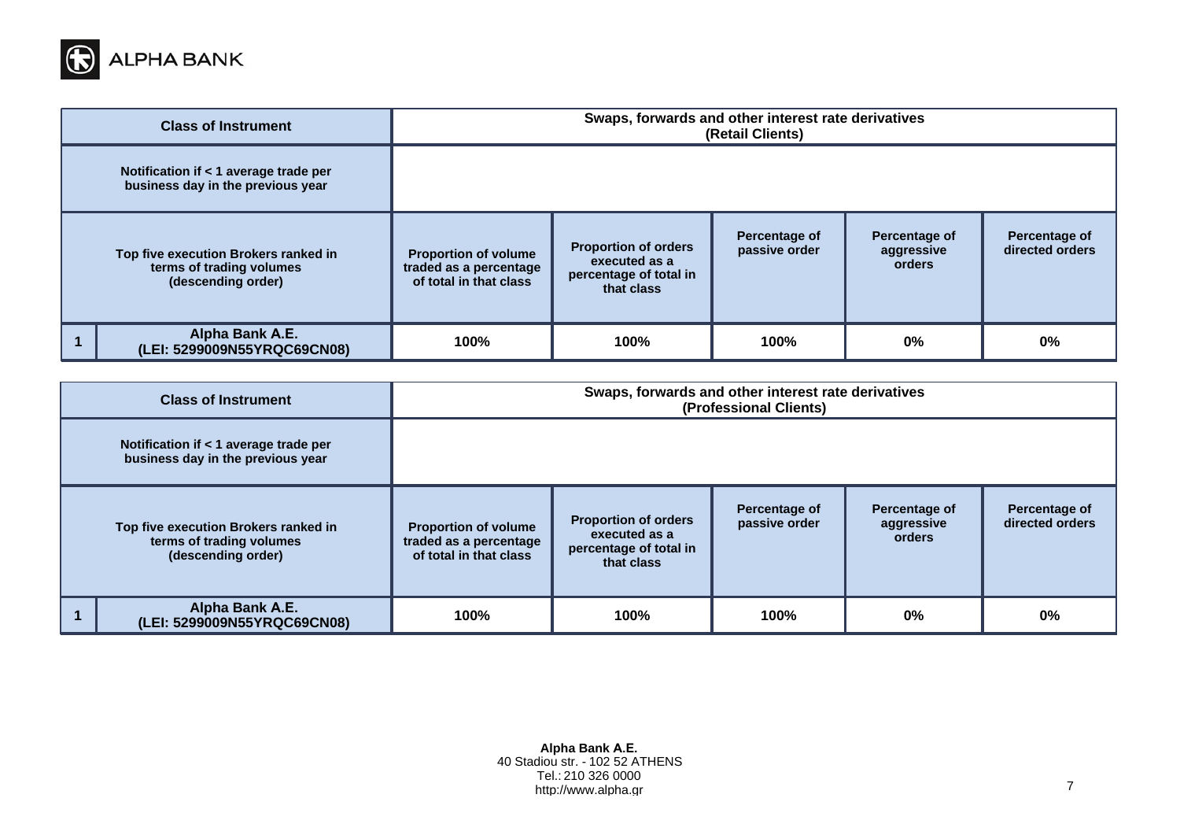| Class of Instrument | | Swaps, forwards and other interest rate derivatives (Retail Clients) | | | | |
|---|---|---|---|---|---|---|
| Notification if < 1 average trade per business day in the previous year | | | | | | |
| Top five execution Brokers ranked in terms of trading volumes (descending order) | | Proportion of volume traded as a percentage of total in that class | Proportion of orders executed as a percentage of total in that class | Percentage of passive order | Percentage of aggressive orders | Percentage of directed orders |
| 1 | Alpha Bank A.E. (LEI: 5299009N55YRQC69CN08) | 100% | 100% | 100% | 0% | 0% |

| Class of Instrument | | Swaps, forwards and other interest rate derivatives (Professional Clients) | | | | |
|---|---|---|---|---|---|---|
| Notification if < 1 average trade per business day in the previous year | | | | | | |
| Top five execution Brokers ranked in terms of trading volumes (descending order) | | Proportion of volume traded as a percentage of total in that class | Proportion of orders executed as a percentage of total in that class | Percentage of passive order | Percentage of aggressive orders | Percentage of directed orders |
| 1 | Alpha Bank A.E. (LEI: 5299009N55YRQC69CN08) | 100% | 100% | 100% | 0% | 0% |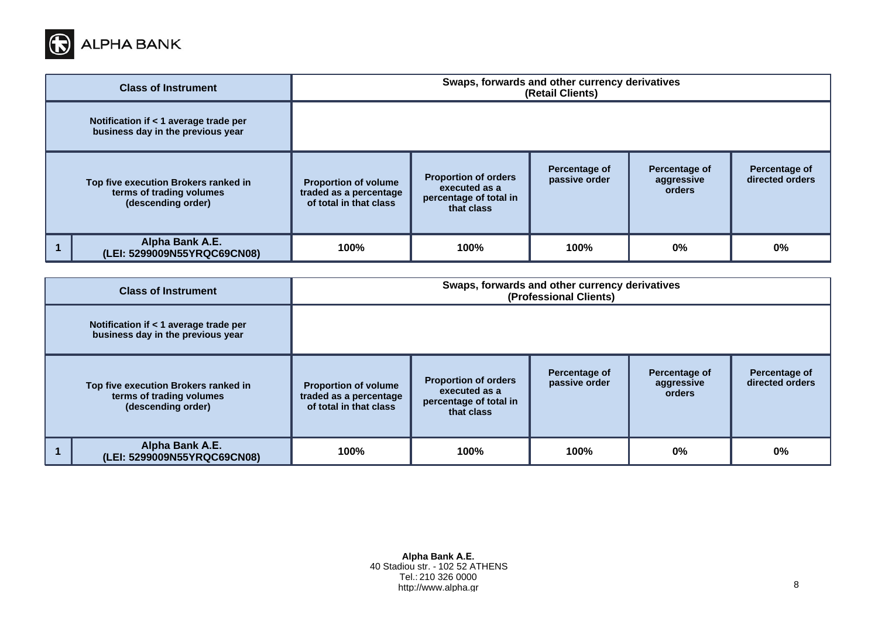| Class of Instrument | | Swaps, forwards and other currency derivatives (Retail Clients) | | | | |
|---|---|---|---|---|---|---|
| Notification if < 1 average trade per business day in the previous year | | | | | | |
| Top five execution Brokers ranked in terms of trading volumes (descending order) | | Proportion of volume traded as a percentage of total in that class | Proportion of orders executed as a percentage of total in that class | Percentage of passive order | Percentage of aggressive orders | Percentage of directed orders |
| 1 | Alpha Bank A.E. (LEI: 5299009N55YRQC69CN08) | 100% | 100% | 100% | 0% | 0% |

| Class of Instrument | | Swaps, forwards and other currency derivatives (Professional Clients) | | | | |
|---|---|---|---|---|---|---|
| Notification if < 1 average trade per business day in the previous year | | | | | | |
| Top five execution Brokers ranked in terms of trading volumes (descending order) | | Proportion of volume traded as a percentage of total in that class | Proportion of orders executed as a percentage of total in that class | Percentage of passive order | Percentage of aggressive orders | Percentage of directed orders |
| 1 | Alpha Bank A.E. (LEI: 5299009N55YRQC69CN08) | 100% | 100% | 100% | 0% | 0% |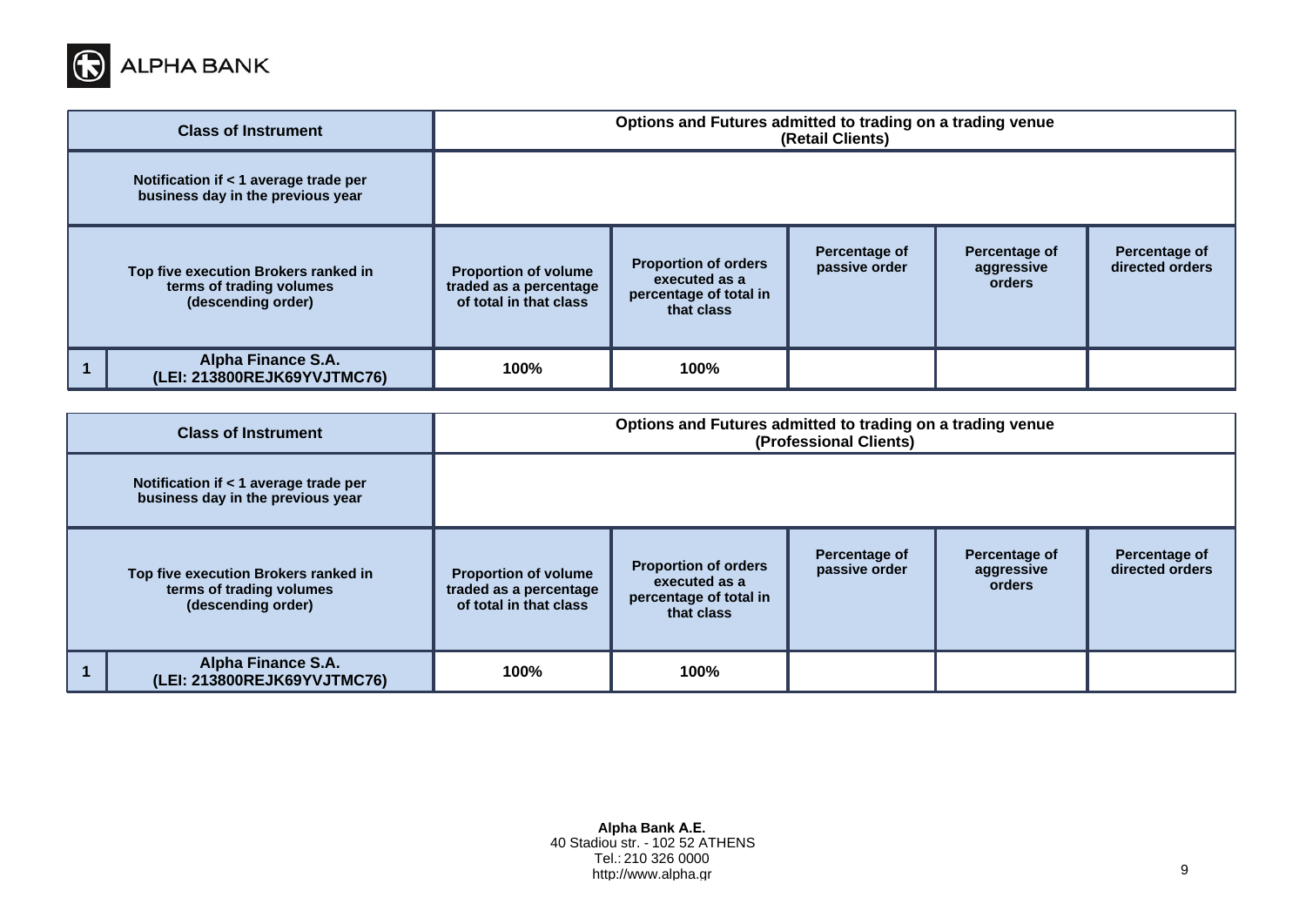| Class of Instrument | | Options and Futures admitted to trading on a trading venue (Retail Clients) | | | | |
|---|---|---|---|---|---|---|
| Notification if < 1 average trade per business day in the previous year | | | | | | |
| Top five execution Brokers ranked in terms of trading volumes (descending order) | | Proportion of volume traded as a percentage of total in that class | Proportion of orders executed as a percentage of total in that class | Percentage of passive order | Percentage of aggressive orders | Percentage of directed orders |
| 1 | Alpha Finance S.A. (LEI: 213800REJK69YVJTMC76) | 100% | 100% | | | |

| Class of Instrument | | Options and Futures admitted to trading on a trading venue (Professional Clients) | | | | |
|---|---|---|---|---|---|---|
| Notification if < 1 average trade per business day in the previous year | | | | | | |
| Top five execution Brokers ranked in terms of trading volumes (descending order) | | Proportion of volume traded as a percentage of total in that class | Proportion of orders executed as a percentage of total in that class | Percentage of passive order | Percentage of aggressive orders | Percentage of directed orders |
| 1 | Alpha Finance S.A. (LEI: 213800REJK69YVJTMC76) | 100% | 100% | | | |

**Alpha Bank A.E.**
40 Stadiou str. - 102 52 ATHENS
Tel.: 210 326 0000
http://www.alpha.gr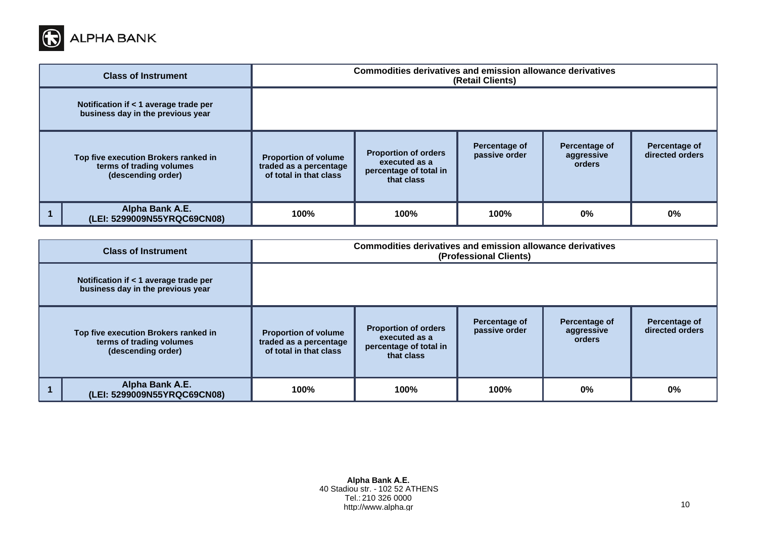| Class of Instrument | | Commodities derivatives and emission allowance derivatives (Retail Clients) | | | | |
|---|---|---|---|---|---|---|
| Notification if < 1 average trade per business day in the previous year | | | | | | |
| Top five execution Brokers ranked in terms of trading volumes (descending order) | | Proportion of volume traded as a percentage of total in that class | Proportion of orders executed as a percentage of total in that class | Percentage of passive order | Percentage of aggressive orders | Percentage of directed orders |
| 1 | Alpha Bank A.E. (LEI: 5299009N55YRQC69CN08) | 100% | 100% | 100% | 0% | 0% |

| Class of Instrument | | Commodities derivatives and emission allowance derivatives (Professional Clients) | | | | |
|---|---|---|---|---|---|---|
| Notification if < 1 average trade per business day in the previous year | | | | | | |
| Top five execution Brokers ranked in terms of trading volumes (descending order) | | Proportion of volume traded as a percentage of total in that class | Proportion of orders executed as a percentage of total in that class | Percentage of passive order | Percentage of aggressive orders | Percentage of directed orders |
| 1 | Alpha Bank A.E. (LEI: 5299009N55YRQC69CN08) | 100% | 100% | 100% | 0% | 0% |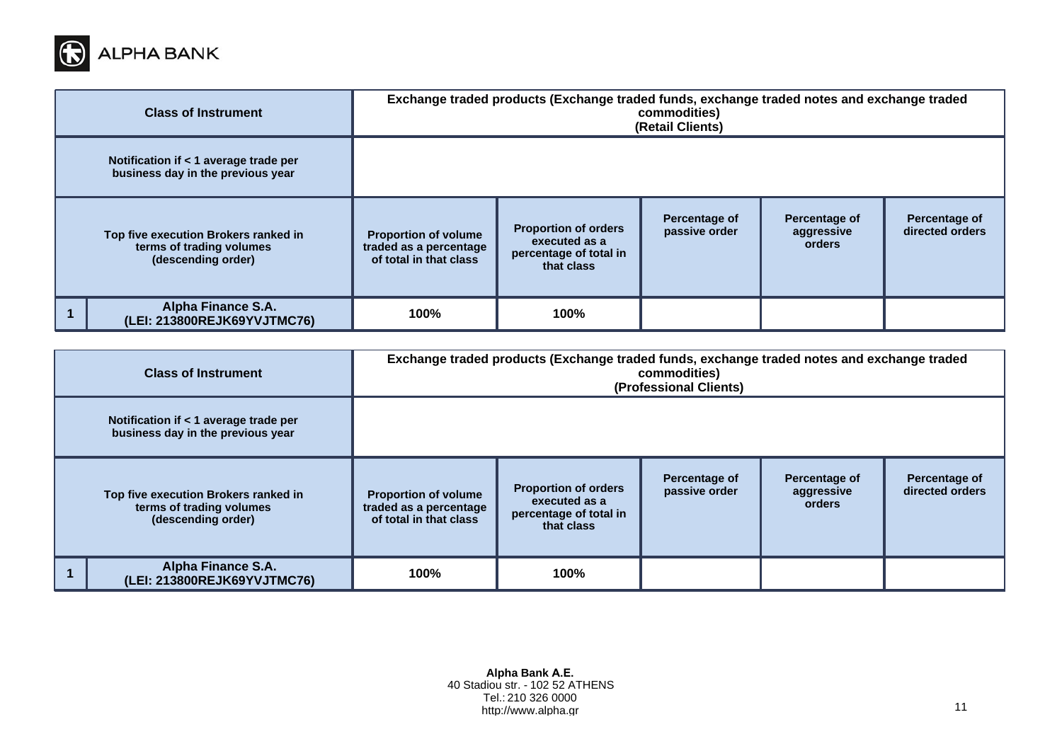| Class of Instrument | | Exchange traded products (Exchange traded funds, exchange traded notes and exchange traded commodities) (Retail Clients) | | | | |
|---|---|---|---|---|---|---|
| Notification if < 1 average trade per business day in the previous year | | | | | | |
| Top five execution Brokers ranked in terms of trading volumes (descending order) | | Proportion of volume traded as a percentage of total in that class | Proportion of orders executed as a percentage of total in that class | Percentage of passive order | Percentage of aggressive orders | Percentage of directed orders |
| 1 | Alpha Finance S.A. (LEI: 213800REJK69YVJTMC76) | 100% | 100% | | | |

| Class of Instrument | | Exchange traded products (Exchange traded funds, exchange traded notes and exchange traded commodities) (Professional Clients) | | | | |
|---|---|---|---|---|---|---|
| Notification if < 1 average trade per business day in the previous year | | | | | | |
| Top five execution Brokers ranked in terms of trading volumes (descending order) | | Proportion of volume traded as a percentage of total in that class | Proportion of orders executed as a percentage of total in that class | Percentage of passive order | Percentage of aggressive orders | Percentage of directed orders |
| 1 | Alpha Finance S.A. (LEI: 213800REJK69YVJTMC76) | 100% | 100% | | | |

**Alpha Bank A.E.**
40 Stadiou str. - 102 52 ATHENS
Tel.: 210 326 0000
http://www.alpha.gr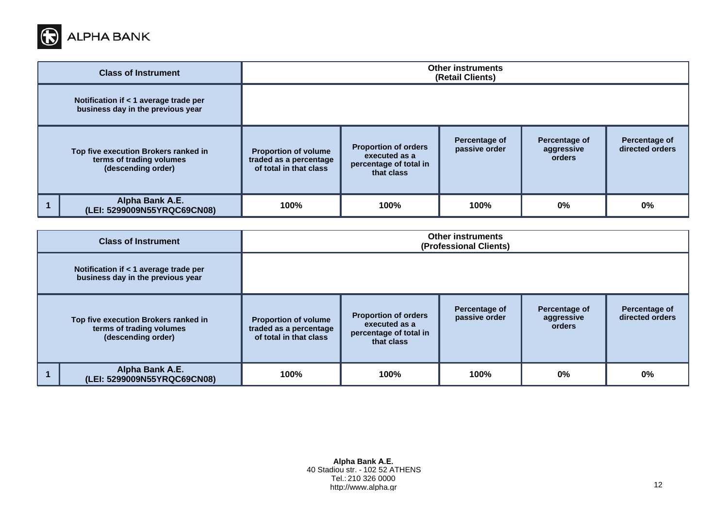| Class of Instrument | | Other instruments (Retail Clients) | | | | |
|---|---|---|---|---|---|---|
| Notification if < 1 average trade per business day in the previous year | | | | | | |
| Top five execution Brokers ranked in terms of trading volumes (descending order) | | Proportion of volume traded as a percentage of total in that class | Proportion of orders executed as a percentage of total in that class | Percentage of passive order | Percentage of aggressive orders | Percentage of directed orders |
| 1 | Alpha Bank A.E. (LEI: 5299009N55YRQC69CN08) | 100% | 100% | 100% | 0% | 0% |

| Class of Instrument | | Other instruments (Professional Clients) | | | | |
|---|---|---|---|---|---|---|
| Notification if < 1 average trade per business day in the previous year | | | | | | |
| Top five execution Brokers ranked in terms of trading volumes (descending order) | | Proportion of volume traded as a percentage of total in that class | Proportion of orders executed as a percentage of total in that class | Percentage of passive order | Percentage of aggressive orders | Percentage of directed orders |
| 1 | Alpha Bank A.E. (LEI: 5299009N55YRQC69CN08) | 100% | 100% | 100% | 0% | 0% |